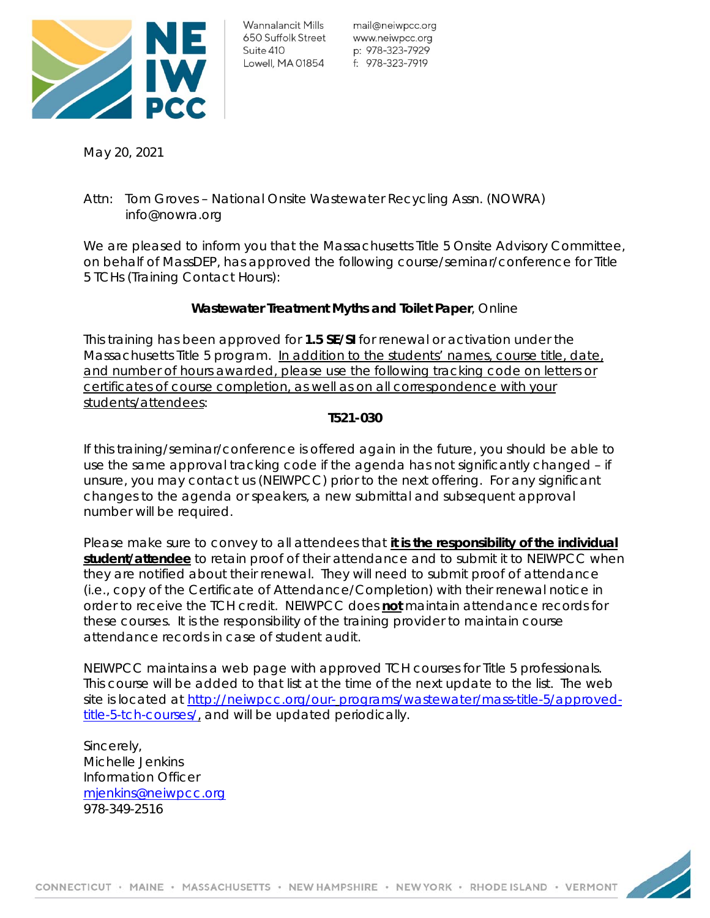NE IW PCC

Wannalancit Mills
650 Suffolk Street
Suite 410
Lowell, MA 01854

mail@neiwpcc.org
www.neiwpcc.org
p: 978-323-7929
f: 978-323-7919

May 20, 2021

Attn: Tom Groves – National Onsite Wastewater Recycling Assn. (NOWRA)
info@nowra.org

We are pleased to inform you that the Massachusetts Title 5 Onsite Advisory Committee, on behalf of MassDEP, has approved the following course/seminar/conference for Title 5 TCHs (Training Contact Hours):

**Wastewater Treatment Myths and Toilet Paper**, Online

This training has been approved for **1.5 SE/SI** for renewal or activation under the Massachusetts Title 5 program. In addition to the students' names, course title, date, and number of hours awarded, please use the following tracking code on letters or certificates of course completion, as well as on all correspondence with your students/attendees:

**T521-030**

If this training/seminar/conference is offered again in the future, you should be able to use the same approval tracking code if the agenda has not significantly changed – if unsure, you may contact us (NEIWPCC) prior to the next offering. For any significant changes to the agenda or speakers, a new submittal and subsequent approval number will be required.

Please make sure to convey to all attendees that **it is the responsibility of the individual student/attendee** to retain proof of their attendance and to submit it to NEIWPCC when they are notified about their renewal. They will need to submit proof of attendance (i.e., copy of the Certificate of Attendance/Completion) with their renewal notice in order to receive the TCH credit. NEIWPCC does **not** maintain attendance records for these courses. It is the responsibility of the training provider to maintain course attendance records in case of student audit.

NEIWPCC maintains a web page with approved TCH courses for Title 5 professionals. This course will be added to that list at the time of the next update to the list. The web site is located at http://neiwpcc.org/our-programs/wastewater/mass-title-5/approved-title-5-tch-courses/, and will be updated periodically.

Sincerely,
Michelle Jenkins
Information Officer
mjenkins@neiwpcc.org
978-349-2516

CONNECTICUT · MAINE · MASSACHUSETTS · NEW HAMPSHIRE · NEW YORK · RHODE ISLAND · VERMONT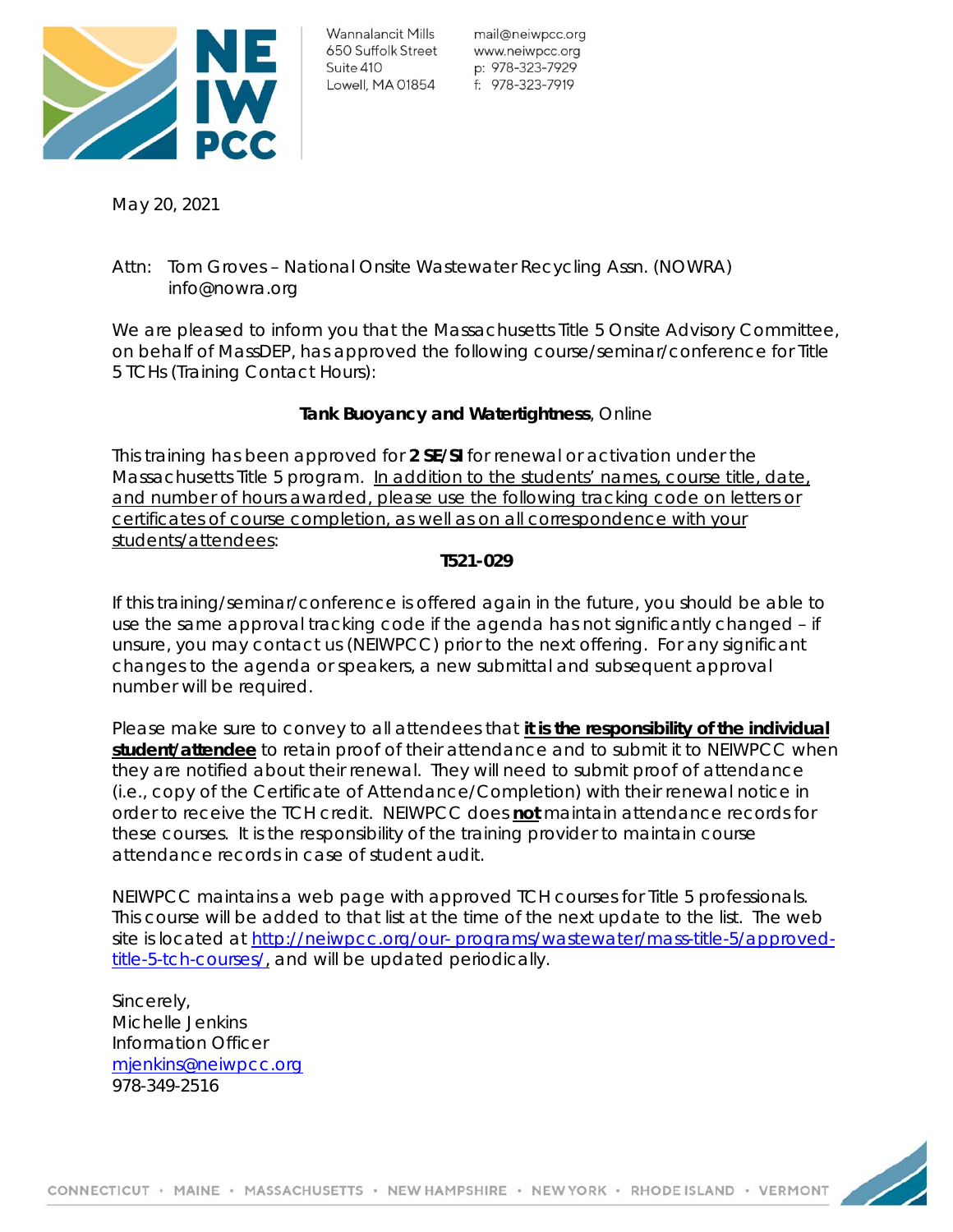Wannalancit Mills
650 Suffolk Street
Suite 410
Lowell, MA 01854

mail@neiwpcc.org
www.neiwpcc.org
p: 978-323-7929
f: 978-323-7919

May 20, 2021

Attn: Tom Groves – National Onsite Wastewater Recycling Assn. (NOWRA)
info@nowra.org

We are pleased to inform you that the Massachusetts Title 5 Onsite Advisory Committee, on behalf of MassDEP, has approved the following course/seminar/conference for Title 5 TCHs (Training Contact Hours):

**Tank Buoyancy and Watertightness**, Online

This training has been approved for **2 SE/SI** for renewal or activation under the Massachusetts Title 5 program. In addition to the students' names, course title, date, and number of hours awarded, please use the following tracking code on letters or certificates of course completion, as well as on all correspondence with your students/attendees:

**T521-029**

If this training/seminar/conference is offered again in the future, you should be able to use the same approval tracking code if the agenda has not significantly changed – if unsure, you may contact us (NEIWPCC) prior to the next offering. For any significant changes to the agenda or speakers, a new submittal and subsequent approval number will be required.

Please make sure to convey to all attendees that **it is the responsibility of the individual student/attendee** to retain proof of their attendance and to submit it to NEIWPCC when they are notified about their renewal. They will need to submit proof of attendance (i.e., copy of the Certificate of Attendance/Completion) with their renewal notice in order to receive the TCH credit. NEIWPCC does **not** maintain attendance records for these courses. It is the responsibility of the training provider to maintain course attendance records in case of student audit.

NEIWPCC maintains a web page with approved TCH courses for Title 5 professionals. This course will be added to that list at the time of the next update to the list. The web site is located at http://neiwpcc.org/our-programs/wastewater/mass-title-5/approved-title-5-tch-courses/, and will be updated periodically.

Sincerely,
Michelle Jenkins
Information Officer
mjenkins@neiwpcc.org
978-349-2516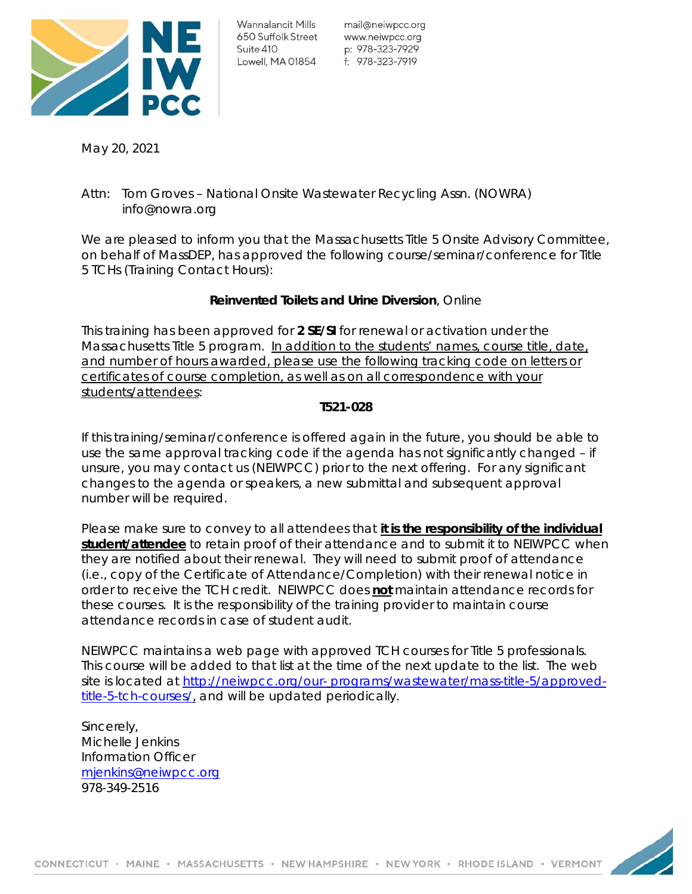Wannalancit Mills
650 Suffolk Street
Suite 410
Lowell, MA 01854

mail@neiwpcc.org
www.neiwpcc.org
p: 978-323-7929
f: 978-323-7919

May 20, 2021

Attn: Tom Groves – National Onsite Wastewater Recycling Assn. (NOWRA)
info@nowra.org

We are pleased to inform you that the Massachusetts Title 5 Onsite Advisory Committee, on behalf of MassDEP, has approved the following course/seminar/conference for Title 5 TCHs (Training Contact Hours):

**Reinvented Toilets and Urine Diversion**, Online

This training has been approved for **2 SE/SI** for renewal or activation under the Massachusetts Title 5 program. In addition to the students' names, course title, date, and number of hours awarded, please use the following tracking code on letters or certificates of course completion, as well as on all correspondence with your students/attendees:

**T521-028**

If this training/seminar/conference is offered again in the future, you should be able to use the same approval tracking code if the agenda has not significantly changed – if unsure, you may contact us (NEIWPCC) prior to the next offering. For any significant changes to the agenda or speakers, a new submittal and subsequent approval number will be required.

Please make sure to convey to all attendees that **it is the responsibility of the individual student/attendee** to retain proof of their attendance and to submit it to NEIWPCC when they are notified about their renewal. They will need to submit proof of attendance (i.e., copy of the Certificate of Attendance/Completion) with their renewal notice in order to receive the TCH credit. NEIWPCC does **not** maintain attendance records for these courses. It is the responsibility of the training provider to maintain course attendance records in case of student audit.

NEIWPCC maintains a web page with approved TCH courses for Title 5 professionals. This course will be added to that list at the time of the next update to the list. The web site is located at http://neiwpcc.org/our-programs/wastewater/mass-title-5/approved-title-5-tch-courses/, and will be updated periodically.

Sincerely,
Michelle Jenkins
Information Officer
mjenkins@neiwpcc.org
978-349-2516

CONNECTICUT · MAINE · MASSACHUSETTS · NEW HAMPSHIRE · NEW YORK · RHODE ISLAND · VERMONT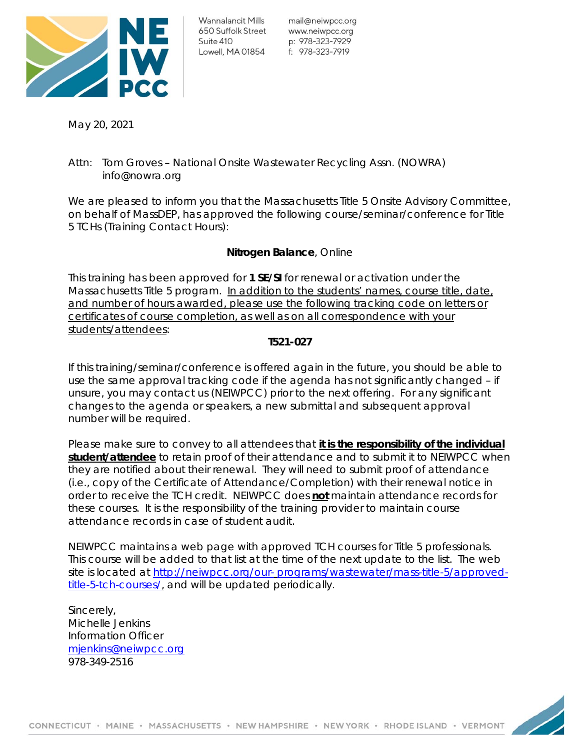Wannalancit Mills
650 Suffolk Street
Suite 410
Lowell, MA 01854

mail@neiwpcc.org
www.neiwpcc.org
p: 978-323-7929
f: 978-323-7919

May 20, 2021

Attn: Tom Groves – National Onsite Wastewater Recycling Assn. (NOWRA)
info@nowra.org

We are pleased to inform you that the Massachusetts Title 5 Onsite Advisory Committee, on behalf of MassDEP, has approved the following course/seminar/conference for Title 5 TCHs (Training Contact Hours):

**Nitrogen Balance**, Online

This training has been approved for **1 SE/SI** for renewal or activation under the Massachusetts Title 5 program. In addition to the students' names, course title, date, and number of hours awarded, please use the following tracking code on letters or certificates of course completion, as well as on all correspondence with your students/attendees:

**T521-027**

If this training/seminar/conference is offered again in the future, you should be able to use the same approval tracking code if the agenda has not significantly changed – if unsure, you may contact us (NEIWPCC) prior to the next offering. For any significant changes to the agenda or speakers, a new submittal and subsequent approval number will be required.

Please make sure to convey to all attendees that **it is the responsibility of the individual student/attendee** to retain proof of their attendance and to submit it to NEIWPCC when they are notified about their renewal. They will need to submit proof of attendance (i.e., copy of the Certificate of Attendance/Completion) with their renewal notice in order to receive the TCH credit. NEIWPCC does **not** maintain attendance records for these courses. It is the responsibility of the training provider to maintain course attendance records in case of student audit.

NEIWPCC maintains a web page with approved TCH courses for Title 5 professionals. This course will be added to that list at the time of the next update to the list. The web site is located at http://neiwpcc.org/our-programs/wastewater/mass-title-5/approved-title-5-tch-courses/, and will be updated periodically.

Sincerely,
Michelle Jenkins
Information Officer
mjenkins@neiwpcc.org
978-349-2516

CONNECTICUT • MAINE • MASSACHUSETTS • NEW HAMPSHIRE • NEW YORK • RHODE ISLAND • VERMONT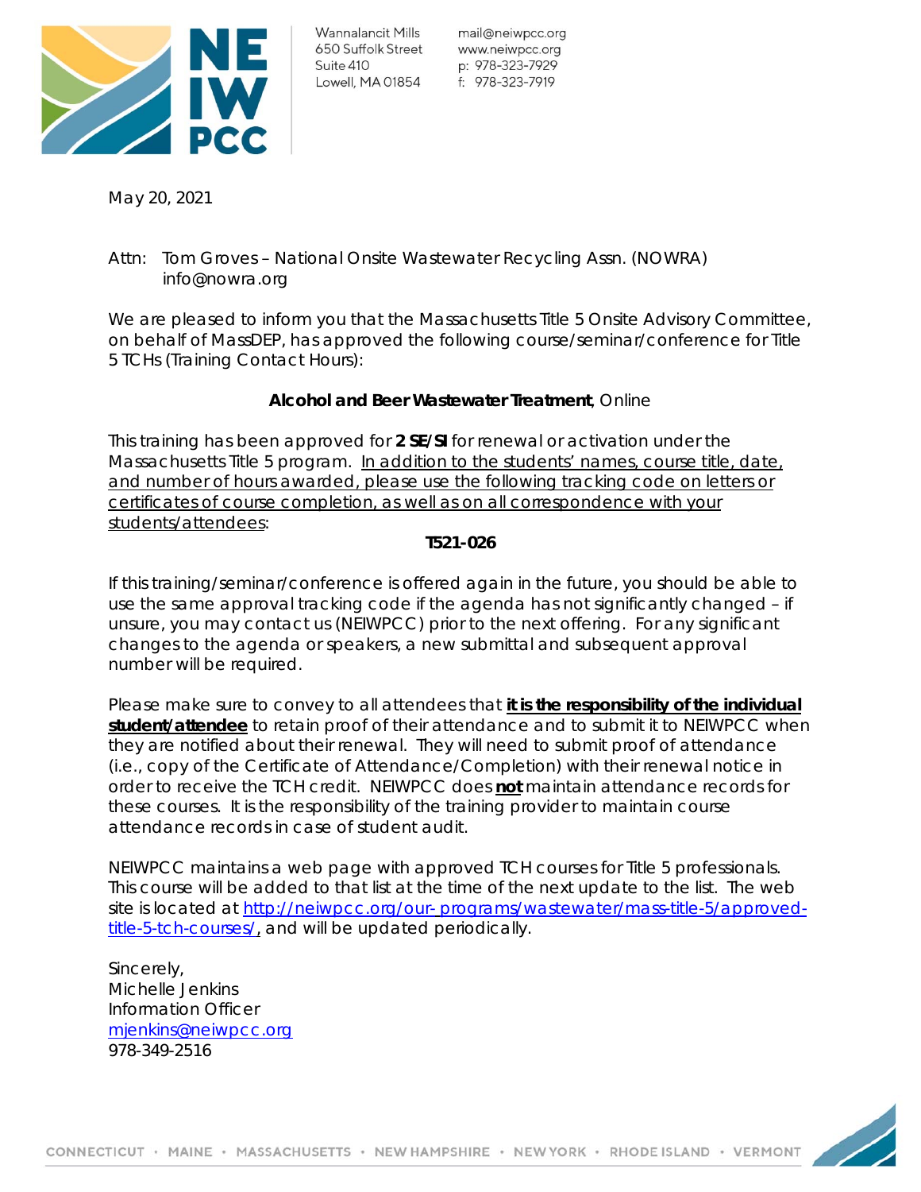Wannalancit Mills
650 Suffolk Street
Suite 410
Lowell, MA 01854

mail@neiwpcc.org
www.neiwpcc.org
p: 978-323-7929
f: 978-323-7919

May 20, 2021

Attn: Tom Groves – National Onsite Wastewater Recycling Assn. (NOWRA)
info@nowra.org

We are pleased to inform you that the Massachusetts Title 5 Onsite Advisory Committee, on behalf of MassDEP, has approved the following course/seminar/conference for Title 5 TCHs (Training Contact Hours):

**Alcohol and Beer Wastewater Treatment**, Online

This training has been approved for **2 SE/SI** for renewal or activation under the Massachusetts Title 5 program. In addition to the students' names, course title, date, and number of hours awarded, please use the following tracking code on letters or certificates of course completion, as well as on all correspondence with your students/attendees:

**T521-026**

If this training/seminar/conference is offered again in the future, you should be able to use the same approval tracking code if the agenda has not significantly changed – if unsure, you may contact us (NEIWPCC) prior to the next offering. For any significant changes to the agenda or speakers, a new submittal and subsequent approval number will be required.

Please make sure to convey to all attendees that **it is the responsibility of the individual student/attendee** to retain proof of their attendance and to submit it to NEIWPCC when they are notified about their renewal. They will need to submit proof of attendance (i.e., copy of the Certificate of Attendance/Completion) with their renewal notice in order to receive the TCH credit. NEIWPCC does **not** maintain attendance records for these courses. It is the responsibility of the training provider to maintain course attendance records in case of student audit.

NEIWPCC maintains a web page with approved TCH courses for Title 5 professionals. This course will be added to that list at the time of the next update to the list. The web site is located at http://neiwpcc.org/our-programs/wastewater/mass-title-5/approved-title-5-tch-courses/, and will be updated periodically.

Sincerely,
Michelle Jenkins
Information Officer
mjenkins@neiwpcc.org
978-349-2516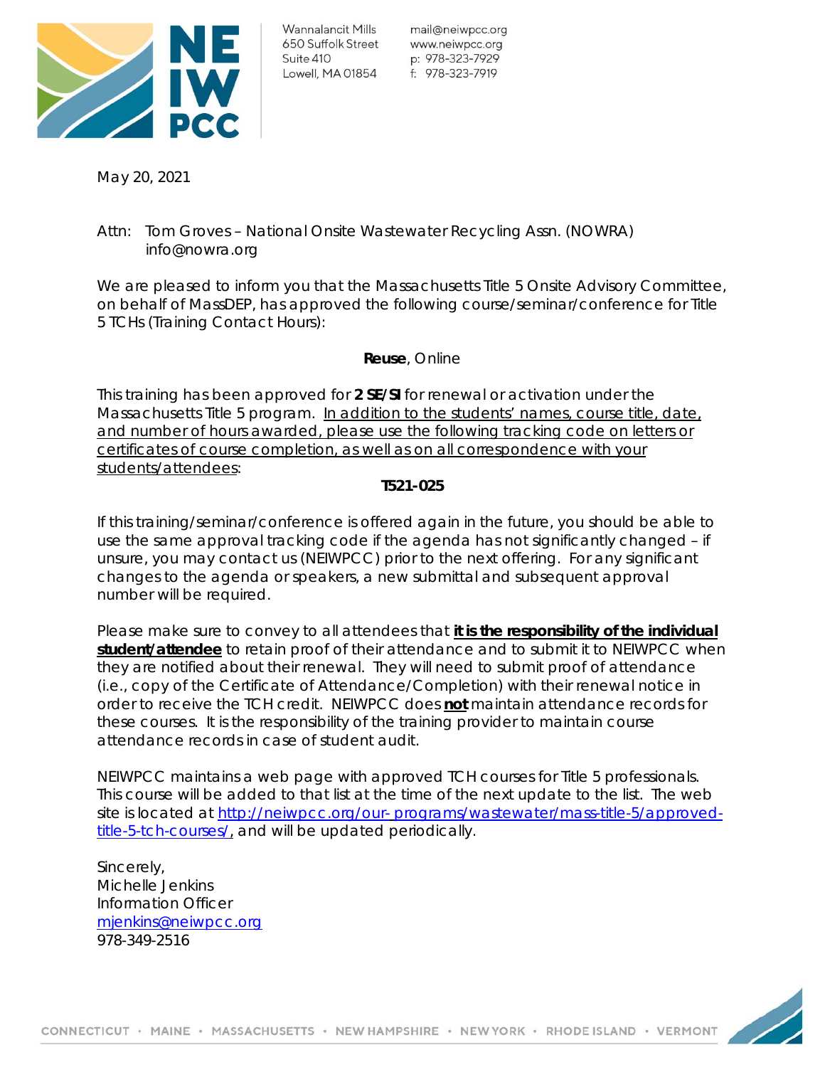Wannalancit Mills
650 Suffolk Street
Suite 410
Lowell, MA 01854

mail@neiwpcc.org
www.neiwpcc.org
p: 978-323-7929
f: 978-323-7919

May 20, 2021

Attn: Tom Groves – National Onsite Wastewater Recycling Assn. (NOWRA)
info@nowra.org

We are pleased to inform you that the Massachusetts Title 5 Onsite Advisory Committee, on behalf of MassDEP, has approved the following course/seminar/conference for Title 5 TCHs (Training Contact Hours):

**Reuse**, Online

This training has been approved for **2 SE/SI** for renewal or activation under the Massachusetts Title 5 program. In addition to the students' names, course title, date, and number of hours awarded, please use the following tracking code on letters or certificates of course completion, as well as on all correspondence with your students/attendees:

**T521-025**

If this training/seminar/conference is offered again in the future, you should be able to use the same approval tracking code if the agenda has not significantly changed – if unsure, you may contact us (NEIWPCC) prior to the next offering. For any significant changes to the agenda or speakers, a new submittal and subsequent approval number will be required.

Please make sure to convey to all attendees that **it is the responsibility of the individual student/attendee** to retain proof of their attendance and to submit it to NEIWPCC when they are notified about their renewal. They will need to submit proof of attendance (i.e., copy of the Certificate of Attendance/Completion) with their renewal notice in order to receive the TCH credit. NEIWPCC does **not** maintain attendance records for these courses. It is the responsibility of the training provider to maintain course attendance records in case of student audit.

NEIWPCC maintains a web page with approved TCH courses for Title 5 professionals. This course will be added to that list at the time of the next update to the list. The web site is located at http://neiwpcc.org/our-programs/wastewater/mass-title-5/approved-title-5-tch-courses/, and will be updated periodically.

Sincerely,
Michelle Jenkins
Information Officer
mjenkins@neiwpcc.org
978-349-2516

CONNECTICUT · MAINE · MASSACHUSETTS · NEW HAMPSHIRE · NEW YORK · RHODE ISLAND · VERMONT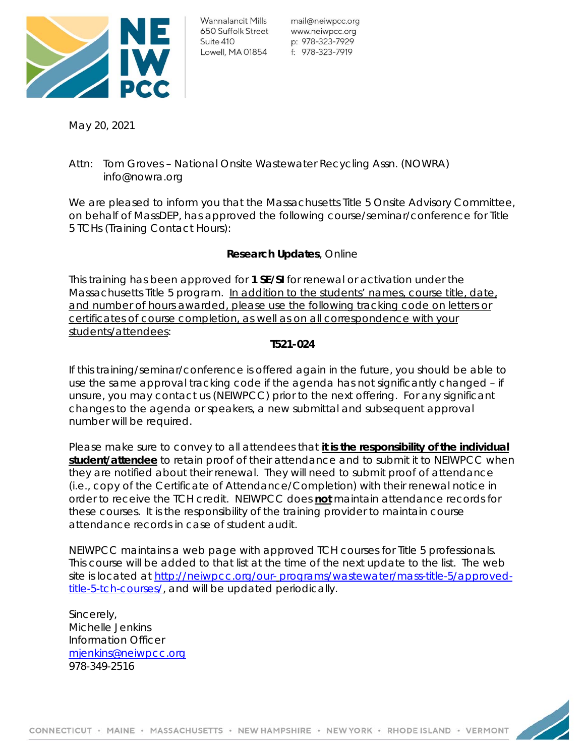NEIWPCC

Wannalancit Mills
650 Suffolk Street
Suite 410
Lowell, MA 01854

mail@neiwpcc.org
www.neiwpcc.org
p: 978-323-7929
f: 978-323-7919

May 20, 2021

Attn: Tom Groves – National Onsite Wastewater Recycling Assn. (NOWRA)
info@nowra.org

We are pleased to inform you that the Massachusetts Title 5 Onsite Advisory Committee, on behalf of MassDEP, has approved the following course/seminar/conference for Title 5 TCHs (Training Contact Hours):

**Research Updates**, Online

This training has been approved for **1 SE/SI** for renewal or activation under the Massachusetts Title 5 program. In addition to the students' names, course title, date, and number of hours awarded, please use the following tracking code on letters or certificates of course completion, as well as on all correspondence with your students/attendees:

**T521-024**

If this training/seminar/conference is offered again in the future, you should be able to use the same approval tracking code if the agenda has not significantly changed – if unsure, you may contact us (NEIWPCC) prior to the next offering. For any significant changes to the agenda or speakers, a new submittal and subsequent approval number will be required.

Please make sure to convey to all attendees that **it is the responsibility of the individual student/attendee** to retain proof of their attendance and to submit it to NEIWPCC when they are notified about their renewal. They will need to submit proof of attendance (i.e., copy of the Certificate of Attendance/Completion) with their renewal notice in order to receive the TCH credit. NEIWPCC does **not** maintain attendance records for these courses. It is the responsibility of the training provider to maintain course attendance records in case of student audit.

NEIWPCC maintains a web page with approved TCH courses for Title 5 professionals. This course will be added to that list at the time of the next update to the list. The web site is located at http://neiwpcc.org/our-programs/wastewater/mass-title-5/approved-title-5-tch-courses/, and will be updated periodically.

Sincerely,
Michelle Jenkins
Information Officer
mjenkins@neiwpcc.org
978-349-2516

CONNECTICUT · MAINE · MASSACHUSETTS · NEW HAMPSHIRE · NEW YORK · RHODE ISLAND · VERMONT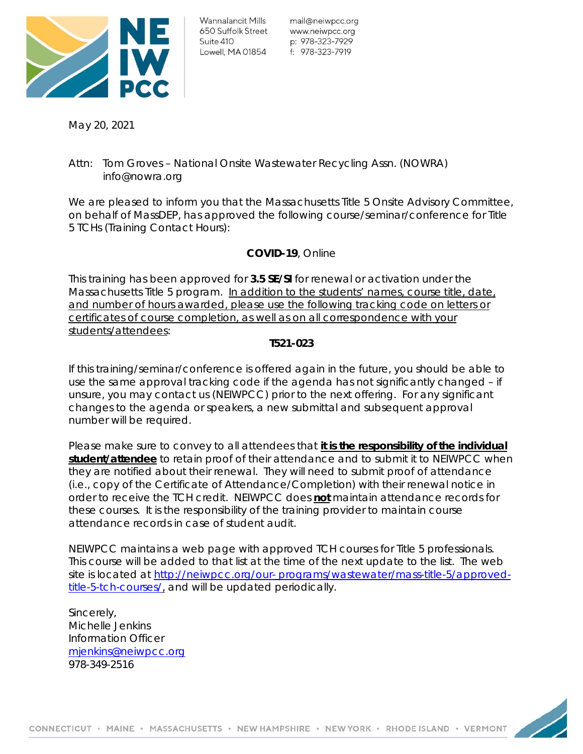Wannalancit Mills
650 Suffolk Street
Suite 410
Lowell, MA 01854

mail@neiwpcc.org
www.neiwpcc.org
p: 978-323-7929
f: 978-323-7919

May 20, 2021

Attn: Tom Groves – National Onsite Wastewater Recycling Assn. (NOWRA)
info@nowra.org

We are pleased to inform you that the Massachusetts Title 5 Onsite Advisory Committee, on behalf of MassDEP, has approved the following course/seminar/conference for Title 5 TCHs (Training Contact Hours):

**COVID-19**, Online

This training has been approved for **3.5 SE/SI** for renewal or activation under the Massachusetts Title 5 program. In addition to the students' names, course title, date, and number of hours awarded, please use the following tracking code on letters or certificates of course completion, as well as on all correspondence with your students/attendees:

**T521-023**

If this training/seminar/conference is offered again in the future, you should be able to use the same approval tracking code if the agenda has not significantly changed – if unsure, you may contact us (NEIWPCC) prior to the next offering. For any significant changes to the agenda or speakers, a new submittal and subsequent approval number will be required.

Please make sure to convey to all attendees that **it is the responsibility of the individual student/attendee** to retain proof of their attendance and to submit it to NEIWPCC when they are notified about their renewal. They will need to submit proof of attendance (i.e., copy of the Certificate of Attendance/Completion) with their renewal notice in order to receive the TCH credit. NEIWPCC does **not** maintain attendance records for these courses. It is the responsibility of the training provider to maintain course attendance records in case of student audit.

NEIWPCC maintains a web page with approved TCH courses for Title 5 professionals. This course will be added to that list at the time of the next update to the list. The web site is located at http://neiwpcc.org/our-programs/wastewater/mass-title-5/approved-title-5-tch-courses/, and will be updated periodically.

Sincerely,
Michelle Jenkins
Information Officer
mjenkins@neiwpcc.org
978-349-2516

CONNECTICUT · MAINE · MASSACHUSETTS · NEW HAMPSHIRE · NEW YORK · RHODE ISLAND · VERMONT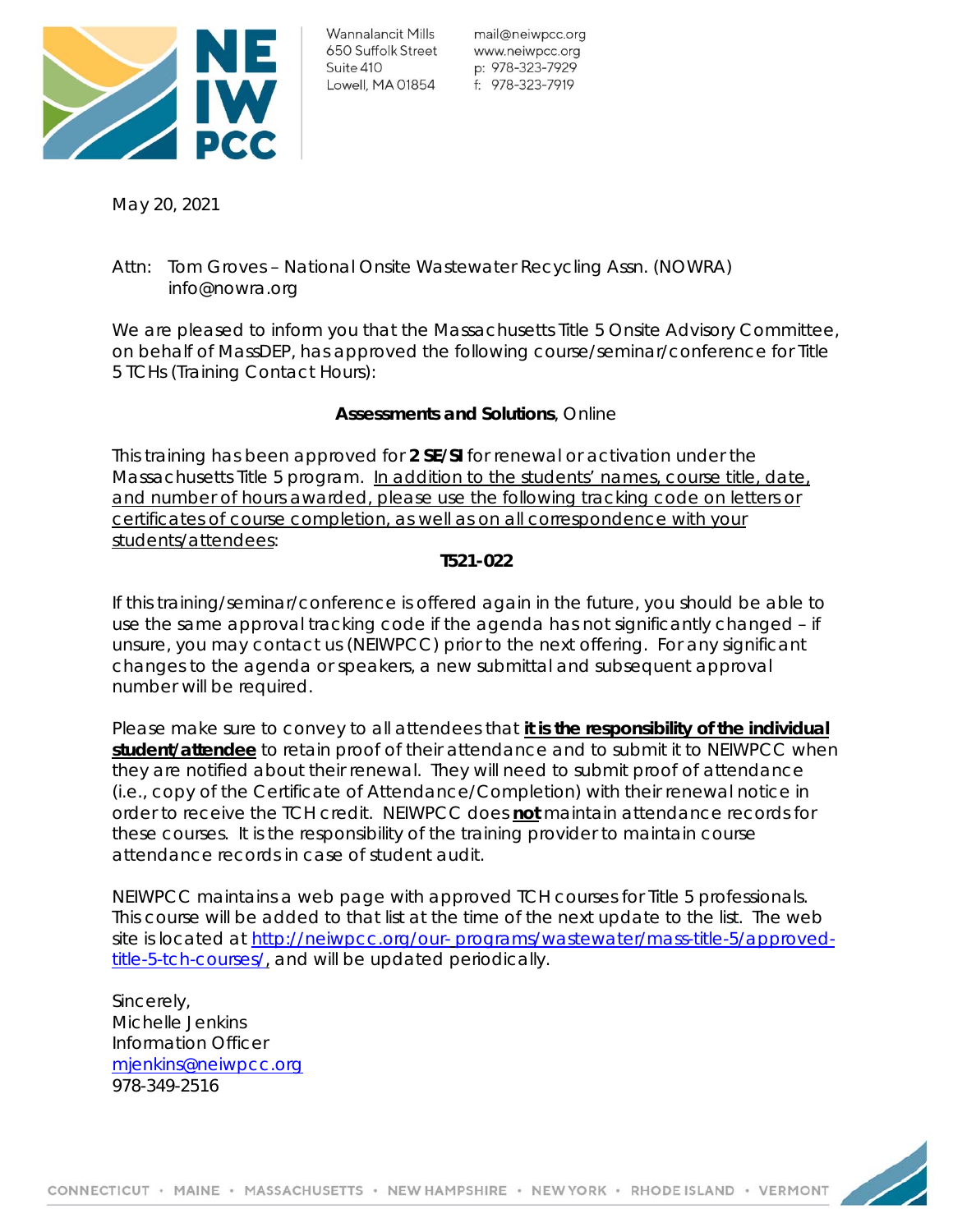Wannalancit Mills
650 Suffolk Street
Suite 410
Lowell, MA 01854

mail@neiwpcc.org
www.neiwpcc.org
p: 978-323-7929
f: 978-323-7919

May 20, 2021

Attn: Tom Groves – National Onsite Wastewater Recycling Assn. (NOWRA)
info@nowra.org

We are pleased to inform you that the Massachusetts Title 5 Onsite Advisory Committee, on behalf of MassDEP, has approved the following course/seminar/conference for Title 5 TCHs (Training Contact Hours):

**Assessments and Solutions**, Online

This training has been approved for **2 SE/SI** for renewal or activation under the Massachusetts Title 5 program. In addition to the students' names, course title, date, and number of hours awarded, please use the following tracking code on letters or certificates of course completion, as well as on all correspondence with your students/attendees:

**T521-022**

If this training/seminar/conference is offered again in the future, you should be able to use the same approval tracking code if the agenda has not significantly changed – if unsure, you may contact us (NEIWPCC) prior to the next offering. For any significant changes to the agenda or speakers, a new submittal and subsequent approval number will be required.

Please make sure to convey to all attendees that **it is the responsibility of the individual student/attendee** to retain proof of their attendance and to submit it to NEIWPCC when they are notified about their renewal. They will need to submit proof of attendance (i.e., copy of the Certificate of Attendance/Completion) with their renewal notice in order to receive the TCH credit. NEIWPCC does **not** maintain attendance records for these courses. It is the responsibility of the training provider to maintain course attendance records in case of student audit.

NEIWPCC maintains a web page with approved TCH courses for Title 5 professionals. This course will be added to that list at the time of the next update to the list. The web site is located at http://neiwpcc.org/our-programs/wastewater/mass-title-5/approved-title-5-tch-courses/, and will be updated periodically.

Sincerely,
Michelle Jenkins
Information Officer
mjenkins@neiwpcc.org
978-349-2516

CONNECTICUT · MAINE · MASSACHUSETTS · NEW HAMPSHIRE · NEW YORK · RHODE ISLAND · VERMONT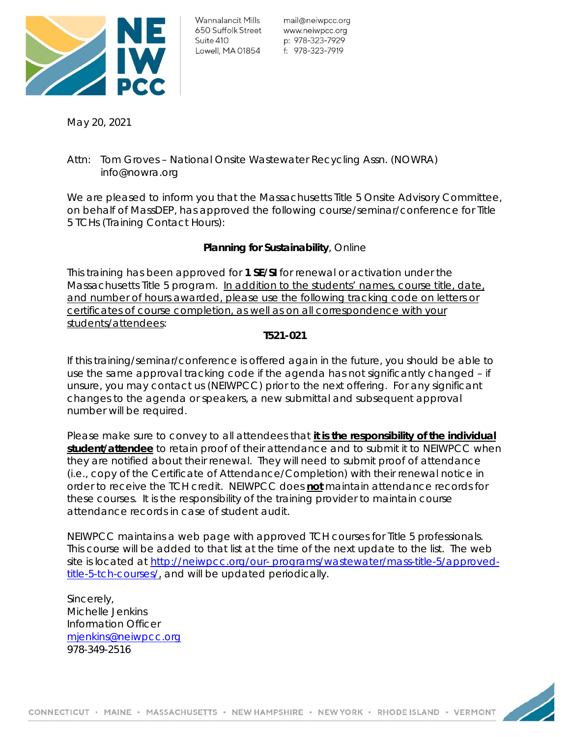Wannalancit Mills
650 Suffolk Street
Suite 410
Lowell, MA 01854

mail@neiwpcc.org
www.neiwpcc.org
p: 978-323-7929
f: 978-323-7919

May 20, 2021

Attn: Tom Groves – National Onsite Wastewater Recycling Assn. (NOWRA)
info@nowra.org

We are pleased to inform you that the Massachusetts Title 5 Onsite Advisory Committee, on behalf of MassDEP, has approved the following course/seminar/conference for Title 5 TCHs (Training Contact Hours):

**Planning for Sustainability**, Online

This training has been approved for **1 SE/SI** for renewal or activation under the Massachusetts Title 5 program. <u>In addition to the students' names, course title, date, and number of hours awarded, please use the following tracking code on letters or certificates of course completion, as well as on all correspondence with your students/attendees</u>:

**T521-021**

If this training/seminar/conference is offered again in the future, you should be able to use the same approval tracking code if the agenda has not significantly changed – if unsure, you may contact us (NEIWPCC) prior to the next offering. For any significant changes to the agenda or speakers, a new submittal and subsequent approval number will be required.

Please make sure to convey to all attendees that **<u>it is the responsibility of the individual student/attendee</u>** to retain proof of their attendance and to submit it to NEIWPCC when they are notified about their renewal. They will need to submit proof of attendance (i.e., copy of the Certificate of Attendance/Completion) with their renewal notice in order to receive the TCH credit. NEIWPCC does **<u>not</u>** maintain attendance records for these courses. It is the responsibility of the training provider to maintain course attendance records in case of student audit.

NEIWPCC maintains a web page with approved TCH courses for Title 5 professionals. This course will be added to that list at the time of the next update to the list. The web site is located at http://neiwpcc.org/our-programs/wastewater/mass-title-5/approved-title-5-tch-courses/, and will be updated periodically.

Sincerely,
Michelle Jenkins
Information Officer
mjenkins@neiwpcc.org
978-349-2516

CONNECTICUT · MAINE · MASSACHUSETTS · NEW HAMPSHIRE · NEW YORK · RHODE ISLAND · VERMONT